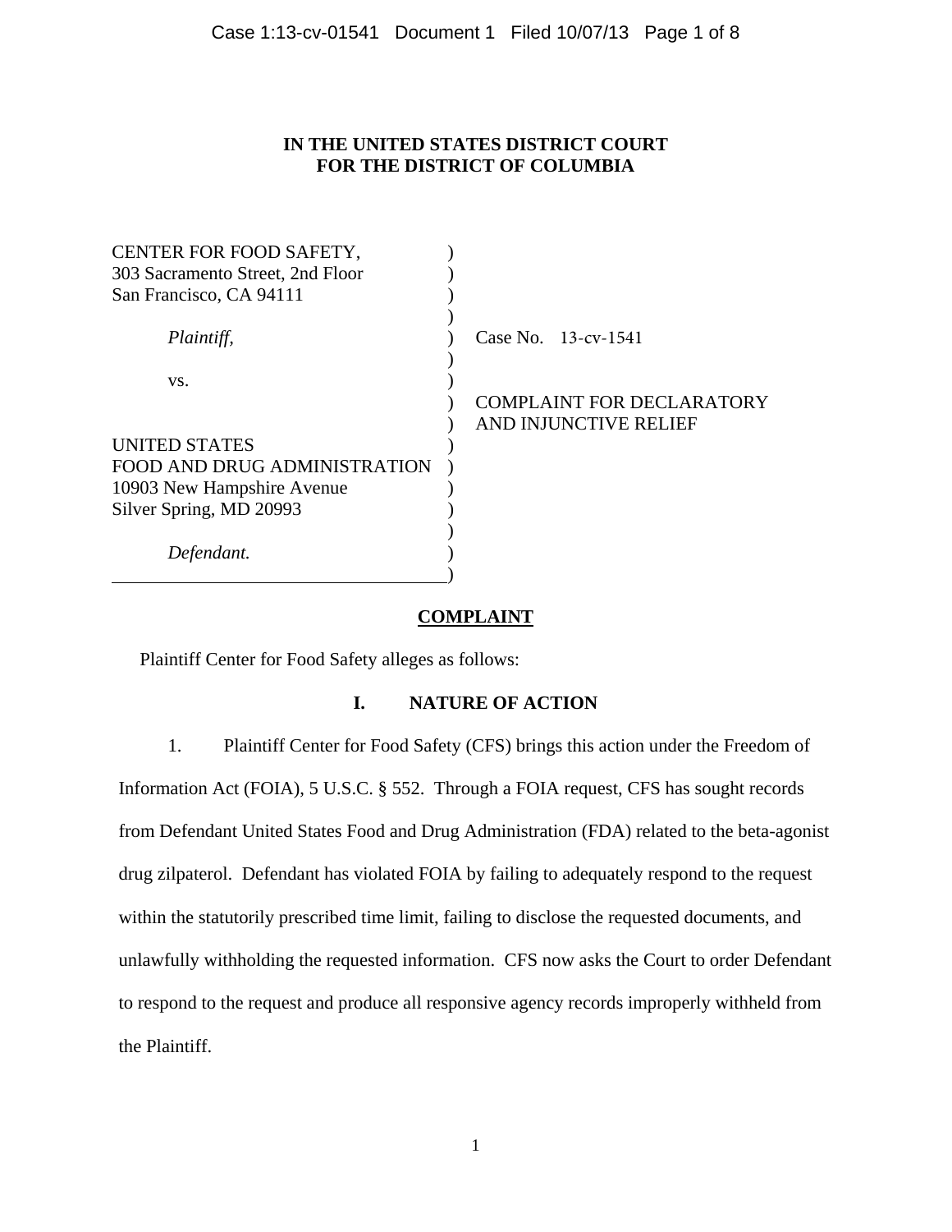**IN THE UNITED STATES DISTRICT COURT**
**FOR THE DISTRICT OF COLUMBIA**

| | |
|---|---|
| CENTER FOR FOOD SAFETY,<br>303 Sacramento Street, 2nd Floor<br>San Francisco, CA 94111 | |
| *Plaintiff,* | Case No. 13-cv-1541 |
| vs. | |
| | COMPLAINT FOR DECLARATORY AND INJUNCTIVE RELIEF |
| UNITED STATES<br>FOOD AND DRUG ADMINISTRATION<br>10903 New Hampshire Avenue<br>Silver Spring, MD 20993 | |
| *Defendant.* | |

# COMPLAINT

Plaintiff Center for Food Safety alleges as follows:

## I. NATURE OF ACTION

1. Plaintiff Center for Food Safety (CFS) brings this action under the Freedom of Information Act (FOIA), 5 U.S.C. § 552. Through a FOIA request, CFS has sought records from Defendant United States Food and Drug Administration (FDA) related to the beta-agonist drug zilpaterol. Defendant has violated FOIA by failing to adequately respond to the request within the statutorily prescribed time limit, failing to disclose the requested documents, and unlawfully withholding the requested information. CFS now asks the Court to order Defendant to respond to the request and produce all responsive agency records improperly withheld from the Plaintiff.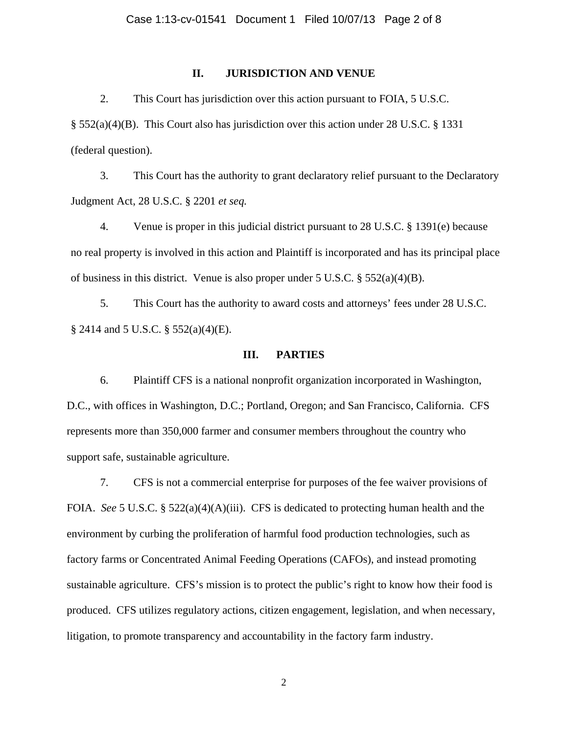## II. JURISDICTION AND VENUE

2. This Court has jurisdiction over this action pursuant to FOIA, 5 U.S.C. § 552(a)(4)(B). This Court also has jurisdiction over this action under 28 U.S.C. § 1331 (federal question).

3. This Court has the authority to grant declaratory relief pursuant to the Declaratory Judgment Act, 28 U.S.C. § 2201 *et seq.*

4. Venue is proper in this judicial district pursuant to 28 U.S.C. § 1391(e) because no real property is involved in this action and Plaintiff is incorporated and has its principal place of business in this district. Venue is also proper under 5 U.S.C. § 552(a)(4)(B).

5. This Court has the authority to award costs and attorneys' fees under 28 U.S.C. § 2414 and 5 U.S.C. § 552(a)(4)(E).

## III. PARTIES

6. Plaintiff CFS is a national nonprofit organization incorporated in Washington, D.C., with offices in Washington, D.C.; Portland, Oregon; and San Francisco, California. CFS represents more than 350,000 farmer and consumer members throughout the country who support safe, sustainable agriculture.

7. CFS is not a commercial enterprise for purposes of the fee waiver provisions of FOIA. *See* 5 U.S.C. § 522(a)(4)(A)(iii). CFS is dedicated to protecting human health and the environment by curbing the proliferation of harmful food production technologies, such as factory farms or Concentrated Animal Feeding Operations (CAFOs), and instead promoting sustainable agriculture. CFS's mission is to protect the public's right to know how their food is produced. CFS utilizes regulatory actions, citizen engagement, legislation, and when necessary, litigation, to promote transparency and accountability in the factory farm industry.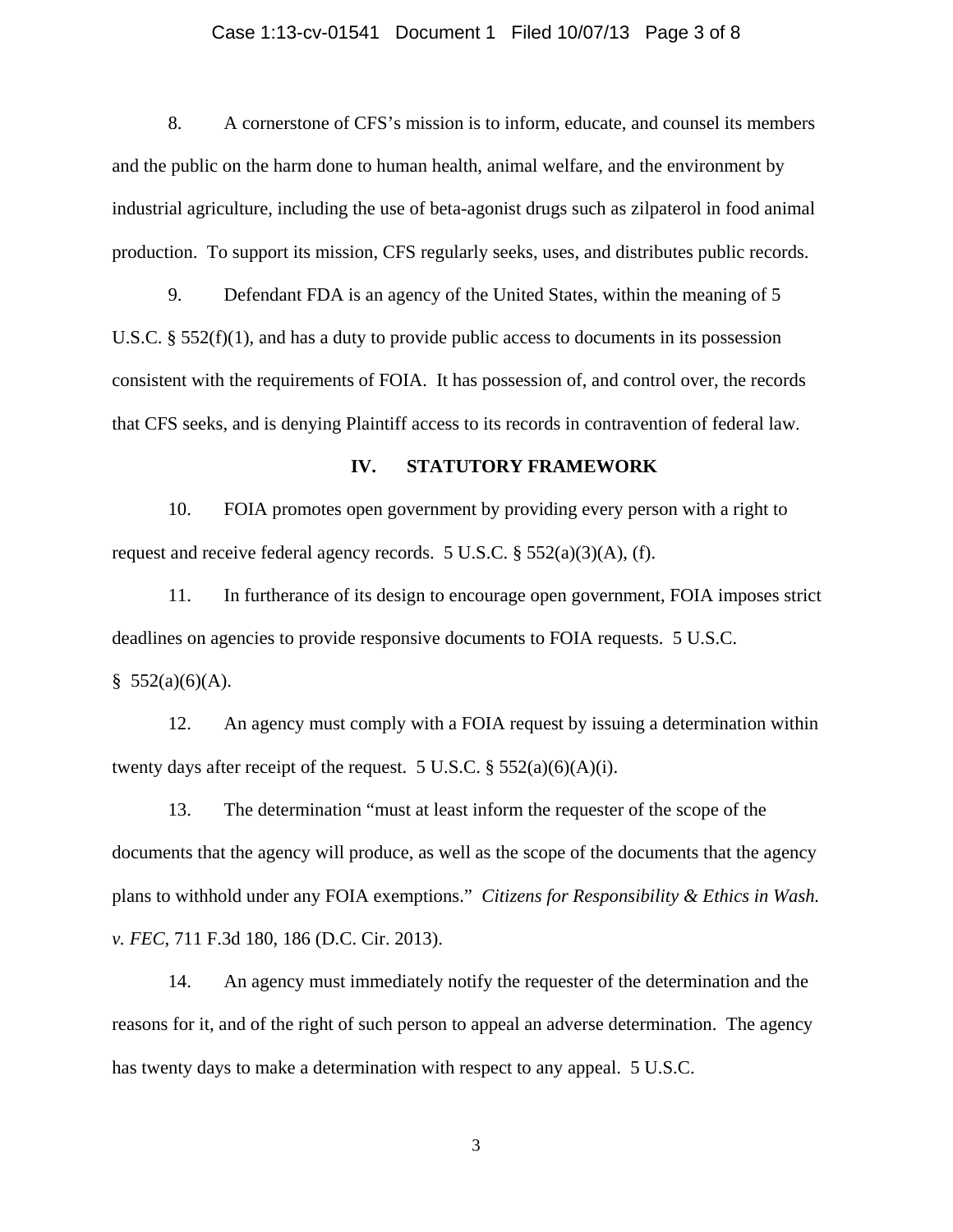8. A cornerstone of CFS's mission is to inform, educate, and counsel its members and the public on the harm done to human health, animal welfare, and the environment by industrial agriculture, including the use of beta-agonist drugs such as zilpaterol in food animal production. To support its mission, CFS regularly seeks, uses, and distributes public records.

9. Defendant FDA is an agency of the United States, within the meaning of 5 U.S.C. § 552(f)(1), and has a duty to provide public access to documents in its possession consistent with the requirements of FOIA. It has possession of, and control over, the records that CFS seeks, and is denying Plaintiff access to its records in contravention of federal law.

## IV. STATUTORY FRAMEWORK

10. FOIA promotes open government by providing every person with a right to request and receive federal agency records. 5 U.S.C. § 552(a)(3)(A), (f).

11. In furtherance of its design to encourage open government, FOIA imposes strict deadlines on agencies to provide responsive documents to FOIA requests. 5 U.S.C. § 552(a)(6)(A).

12. An agency must comply with a FOIA request by issuing a determination within twenty days after receipt of the request. 5 U.S.C. § 552(a)(6)(A)(i).

13. The determination "must at least inform the requester of the scope of the documents that the agency will produce, as well as the scope of the documents that the agency plans to withhold under any FOIA exemptions." *Citizens for Responsibility & Ethics in Wash. v. FEC*, 711 F.3d 180, 186 (D.C. Cir. 2013).

14. An agency must immediately notify the requester of the determination and the reasons for it, and of the right of such person to appeal an adverse determination. The agency has twenty days to make a determination with respect to any appeal. 5 U.S.C.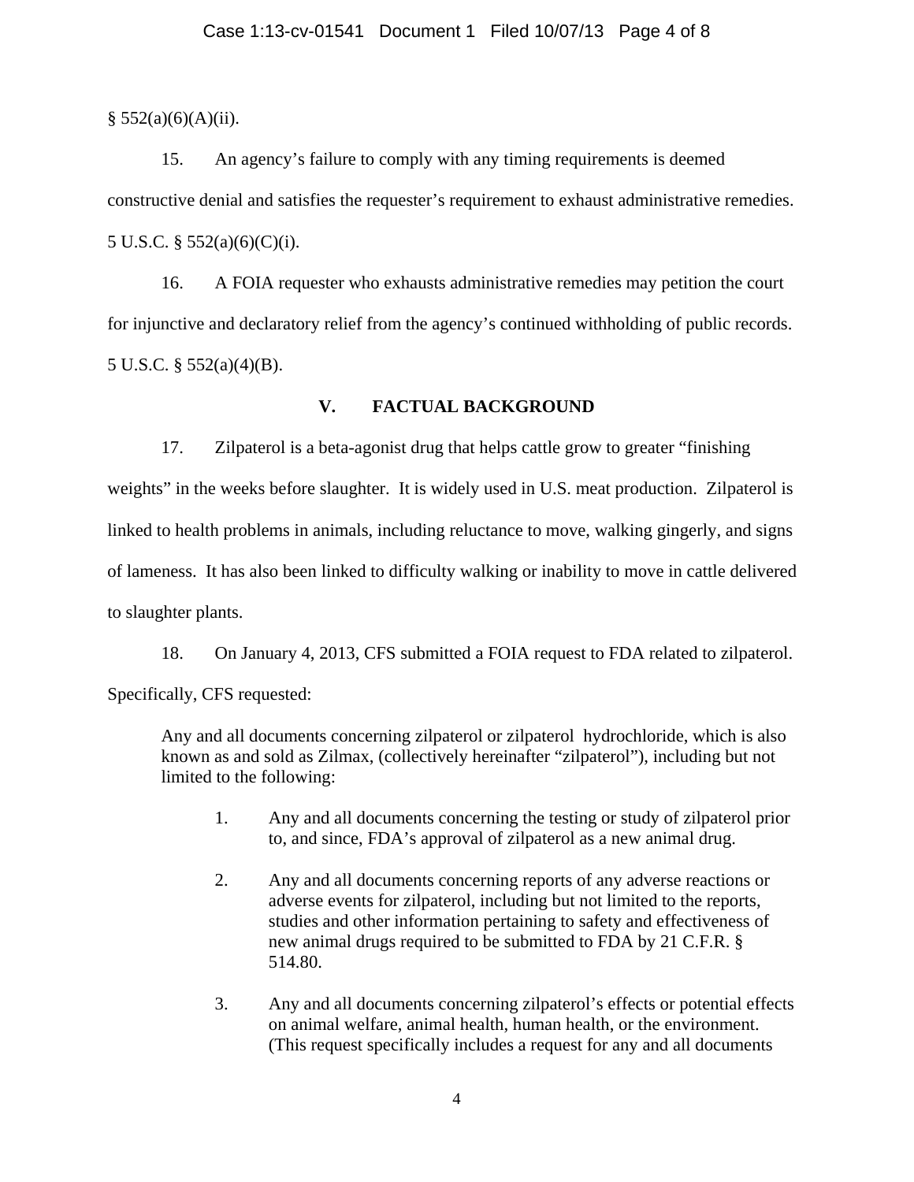§ 552(a)(6)(A)(ii).

15. An agency's failure to comply with any timing requirements is deemed constructive denial and satisfies the requester's requirement to exhaust administrative remedies. 5 U.S.C. § 552(a)(6)(C)(i).

16. A FOIA requester who exhausts administrative remedies may petition the court for injunctive and declaratory relief from the agency's continued withholding of public records. 5 U.S.C. § 552(a)(4)(B).

## V. FACTUAL BACKGROUND

17. Zilpaterol is a beta-agonist drug that helps cattle grow to greater "finishing weights" in the weeks before slaughter. It is widely used in U.S. meat production. Zilpaterol is linked to health problems in animals, including reluctance to move, walking gingerly, and signs of lameness. It has also been linked to difficulty walking or inability to move in cattle delivered to slaughter plants.

18. On January 4, 2013, CFS submitted a FOIA request to FDA related to zilpaterol. Specifically, CFS requested:

> Any and all documents concerning zilpaterol or zilpaterol hydrochloride, which is also known as and sold as Zilmax, (collectively hereinafter "zilpaterol"), including but not limited to the following:
>
> 1. Any and all documents concerning the testing or study of zilpaterol prior to, and since, FDA's approval of zilpaterol as a new animal drug.
>
> 2. Any and all documents concerning reports of any adverse reactions or adverse events for zilpaterol, including but not limited to the reports, studies and other information pertaining to safety and effectiveness of new animal drugs required to be submitted to FDA by 21 C.F.R. § 514.80.
>
> 3. Any and all documents concerning zilpaterol's effects or potential effects on animal welfare, animal health, human health, or the environment. (This request specifically includes a request for any and all documents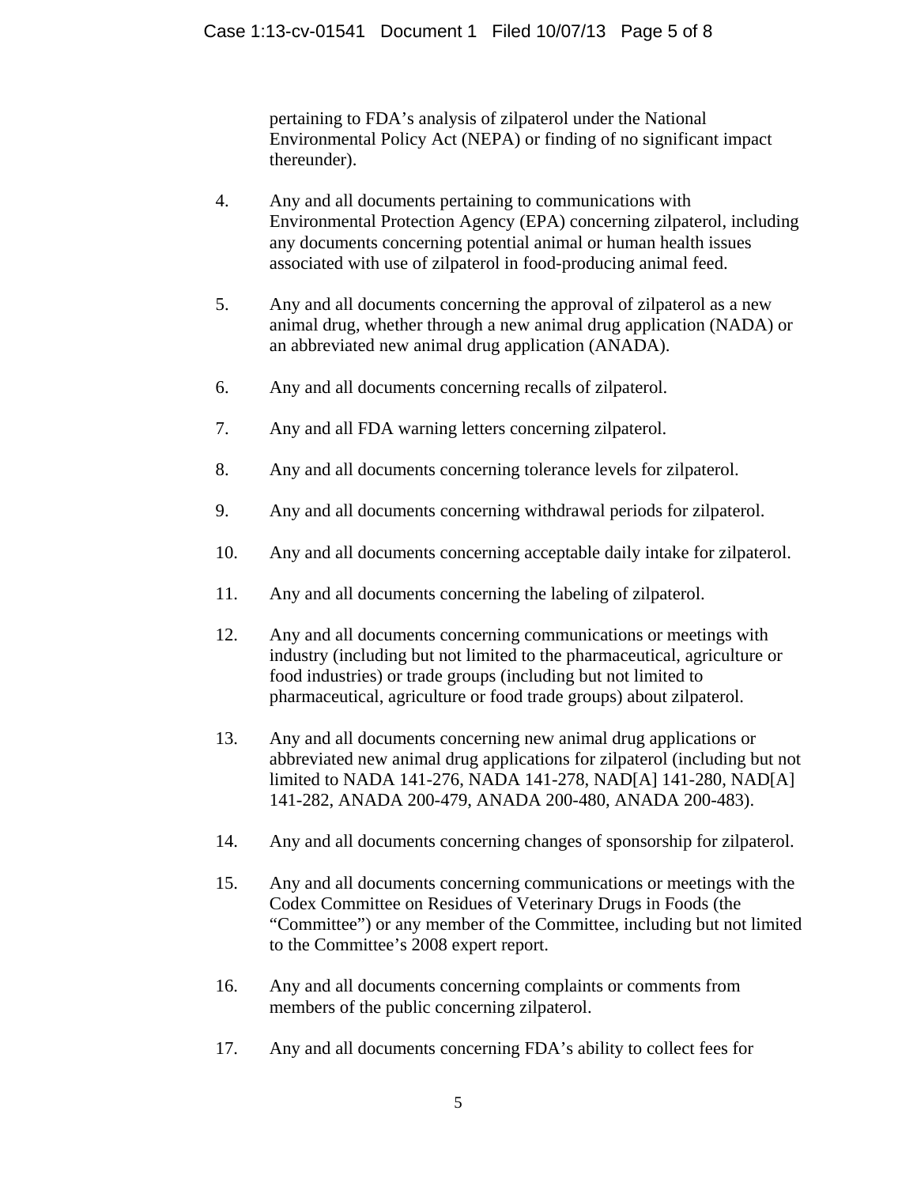pertaining to FDA's analysis of zilpaterol under the National Environmental Policy Act (NEPA) or finding of no significant impact thereunder).

4. Any and all documents pertaining to communications with Environmental Protection Agency (EPA) concerning zilpaterol, including any documents concerning potential animal or human health issues associated with use of zilpaterol in food-producing animal feed.

5. Any and all documents concerning the approval of zilpaterol as a new animal drug, whether through a new animal drug application (NADA) or an abbreviated new animal drug application (ANADA).

6. Any and all documents concerning recalls of zilpaterol.

7. Any and all FDA warning letters concerning zilpaterol.

8. Any and all documents concerning tolerance levels for zilpaterol.

9. Any and all documents concerning withdrawal periods for zilpaterol.

10. Any and all documents concerning acceptable daily intake for zilpaterol.

11. Any and all documents concerning the labeling of zilpaterol.

12. Any and all documents concerning communications or meetings with industry (including but not limited to the pharmaceutical, agriculture or food industries) or trade groups (including but not limited to pharmaceutical, agriculture or food trade groups) about zilpaterol.

13. Any and all documents concerning new animal drug applications or abbreviated new animal drug applications for zilpaterol (including but not limited to NADA 141-276, NADA 141-278, NAD[A] 141-280, NAD[A] 141-282, ANADA 200-479, ANADA 200-480, ANADA 200-483).

14. Any and all documents concerning changes of sponsorship for zilpaterol.

15. Any and all documents concerning communications or meetings with the Codex Committee on Residues of Veterinary Drugs in Foods (the "Committee") or any member of the Committee, including but not limited to the Committee's 2008 expert report.

16. Any and all documents concerning complaints or comments from members of the public concerning zilpaterol.

17. Any and all documents concerning FDA's ability to collect fees for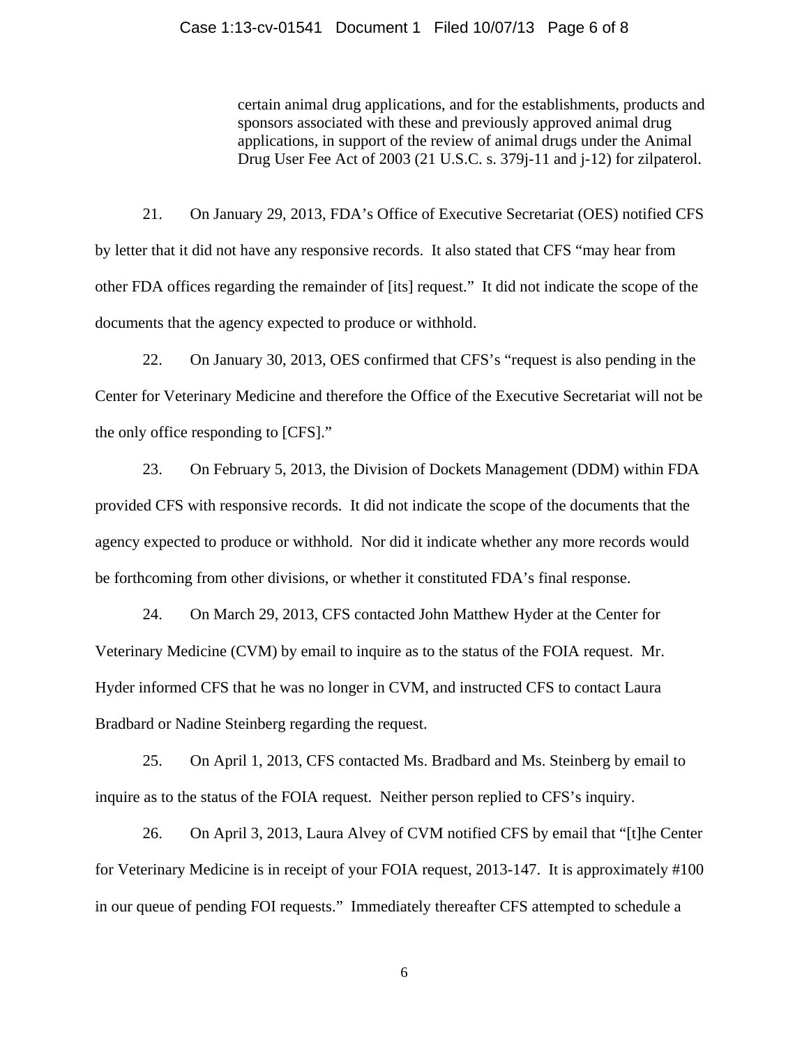> certain animal drug applications, and for the establishments, products and sponsors associated with these and previously approved animal drug applications, in support of the review of animal drugs under the Animal Drug User Fee Act of 2003 (21 U.S.C. s. 379j-11 and j-12) for zilpaterol.

21. On January 29, 2013, FDA's Office of Executive Secretariat (OES) notified CFS by letter that it did not have any responsive records. It also stated that CFS "may hear from other FDA offices regarding the remainder of [its] request." It did not indicate the scope of the documents that the agency expected to produce or withhold.

22. On January 30, 2013, OES confirmed that CFS's "request is also pending in the Center for Veterinary Medicine and therefore the Office of the Executive Secretariat will not be the only office responding to [CFS]."

23. On February 5, 2013, the Division of Dockets Management (DDM) within FDA provided CFS with responsive records. It did not indicate the scope of the documents that the agency expected to produce or withhold. Nor did it indicate whether any more records would be forthcoming from other divisions, or whether it constituted FDA's final response.

24. On March 29, 2013, CFS contacted John Matthew Hyder at the Center for Veterinary Medicine (CVM) by email to inquire as to the status of the FOIA request. Mr. Hyder informed CFS that he was no longer in CVM, and instructed CFS to contact Laura Bradbard or Nadine Steinberg regarding the request.

25. On April 1, 2013, CFS contacted Ms. Bradbard and Ms. Steinberg by email to inquire as to the status of the FOIA request. Neither person replied to CFS's inquiry.

26. On April 3, 2013, Laura Alvey of CVM notified CFS by email that "[t]he Center for Veterinary Medicine is in receipt of your FOIA request, 2013-147. It is approximately #100 in our queue of pending FOI requests." Immediately thereafter CFS attempted to schedule a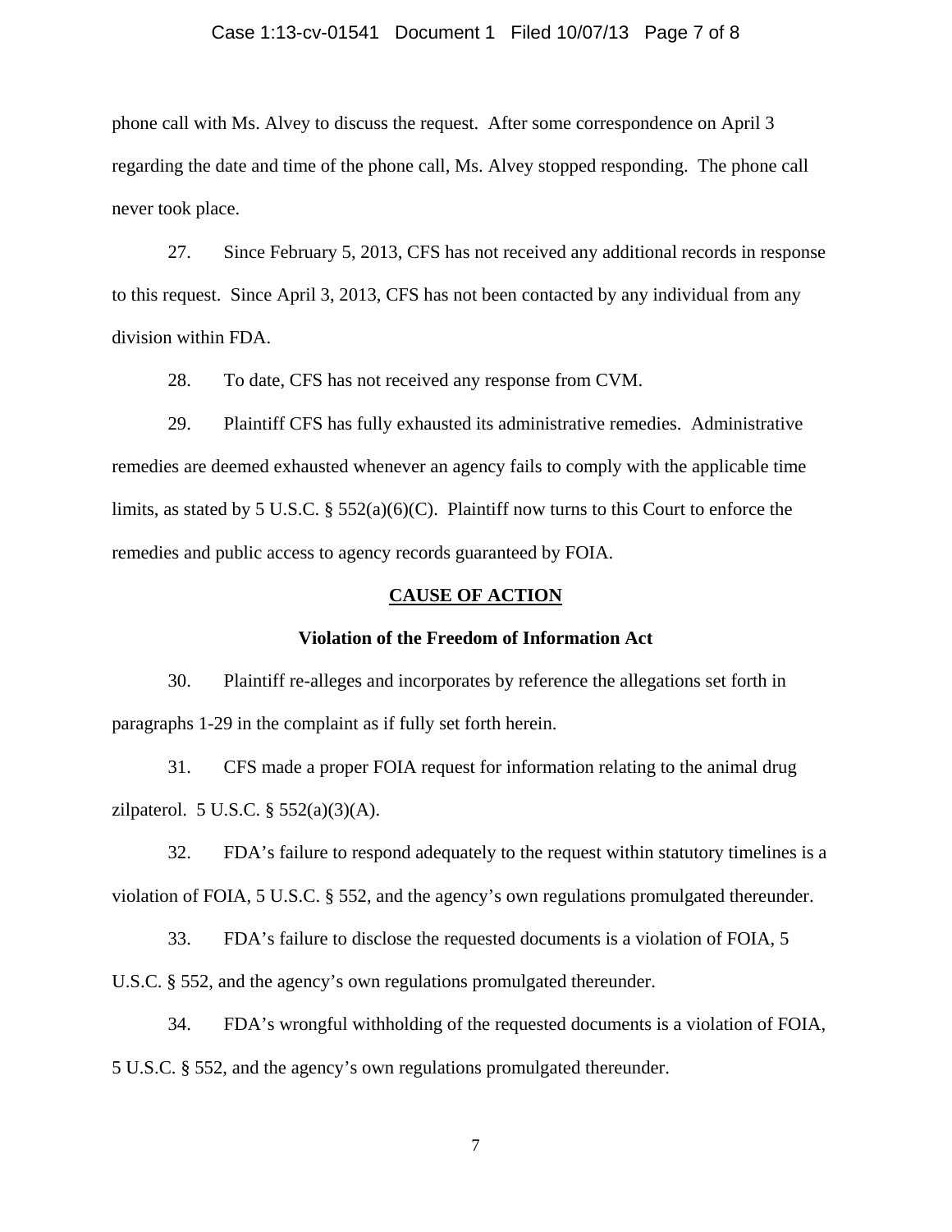phone call with Ms. Alvey to discuss the request. After some correspondence on April 3 regarding the date and time of the phone call, Ms. Alvey stopped responding. The phone call never took place.

27. Since February 5, 2013, CFS has not received any additional records in response to this request. Since April 3, 2013, CFS has not been contacted by any individual from any division within FDA.

28. To date, CFS has not received any response from CVM.

29. Plaintiff CFS has fully exhausted its administrative remedies. Administrative remedies are deemed exhausted whenever an agency fails to comply with the applicable time limits, as stated by 5 U.S.C. § 552(a)(6)(C). Plaintiff now turns to this Court to enforce the remedies and public access to agency records guaranteed by FOIA.

## CAUSE OF ACTION

### Violation of the Freedom of Information Act

30. Plaintiff re-alleges and incorporates by reference the allegations set forth in paragraphs 1-29 in the complaint as if fully set forth herein.

31. CFS made a proper FOIA request for information relating to the animal drug zilpaterol. 5 U.S.C. § 552(a)(3)(A).

32. FDA's failure to respond adequately to the request within statutory timelines is a violation of FOIA, 5 U.S.C. § 552, and the agency's own regulations promulgated thereunder.

33. FDA's failure to disclose the requested documents is a violation of FOIA, 5 U.S.C. § 552, and the agency's own regulations promulgated thereunder.

34. FDA's wrongful withholding of the requested documents is a violation of FOIA, 5 U.S.C. § 552, and the agency's own regulations promulgated thereunder.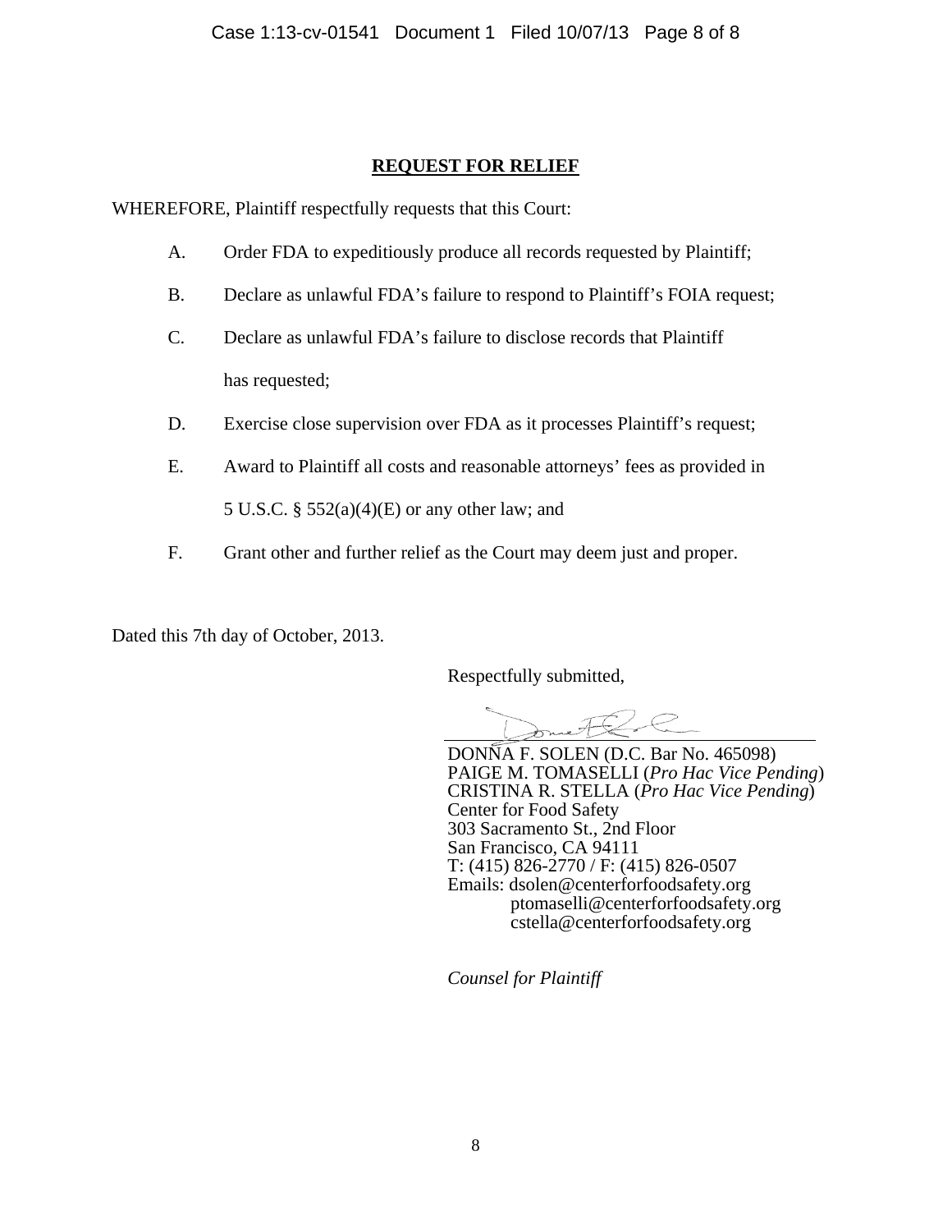## **REQUEST FOR RELIEF**

WHEREFORE, Plaintiff respectfully requests that this Court:

A. Order FDA to expeditiously produce all records requested by Plaintiff;

B. Declare as unlawful FDA's failure to respond to Plaintiff's FOIA request;

C. Declare as unlawful FDA's failure to disclose records that Plaintiff has requested;

D. Exercise close supervision over FDA as it processes Plaintiff's request;

E. Award to Plaintiff all costs and reasonable attorneys' fees as provided in 5 U.S.C. § 552(a)(4)(E) or any other law; and

F. Grant other and further relief as the Court may deem just and proper.

Dated this 7th day of October, 2013.

Respectfully submitted,

DONNA F. SOLEN (D.C. Bar No. 465098)
PAIGE M. TOMASELLI (*Pro Hac Vice Pending*)
CRISTINA R. STELLA (*Pro Hac Vice Pending*)
Center for Food Safety
303 Sacramento St., 2nd Floor
San Francisco, CA 94111
T: (415) 826-2770 / F: (415) 826-0507
Emails: dsolen@centerforfoodsafety.org
ptomaselli@centerforfoodsafety.org
cstella@centerforfoodsafety.org

*Counsel for Plaintiff*